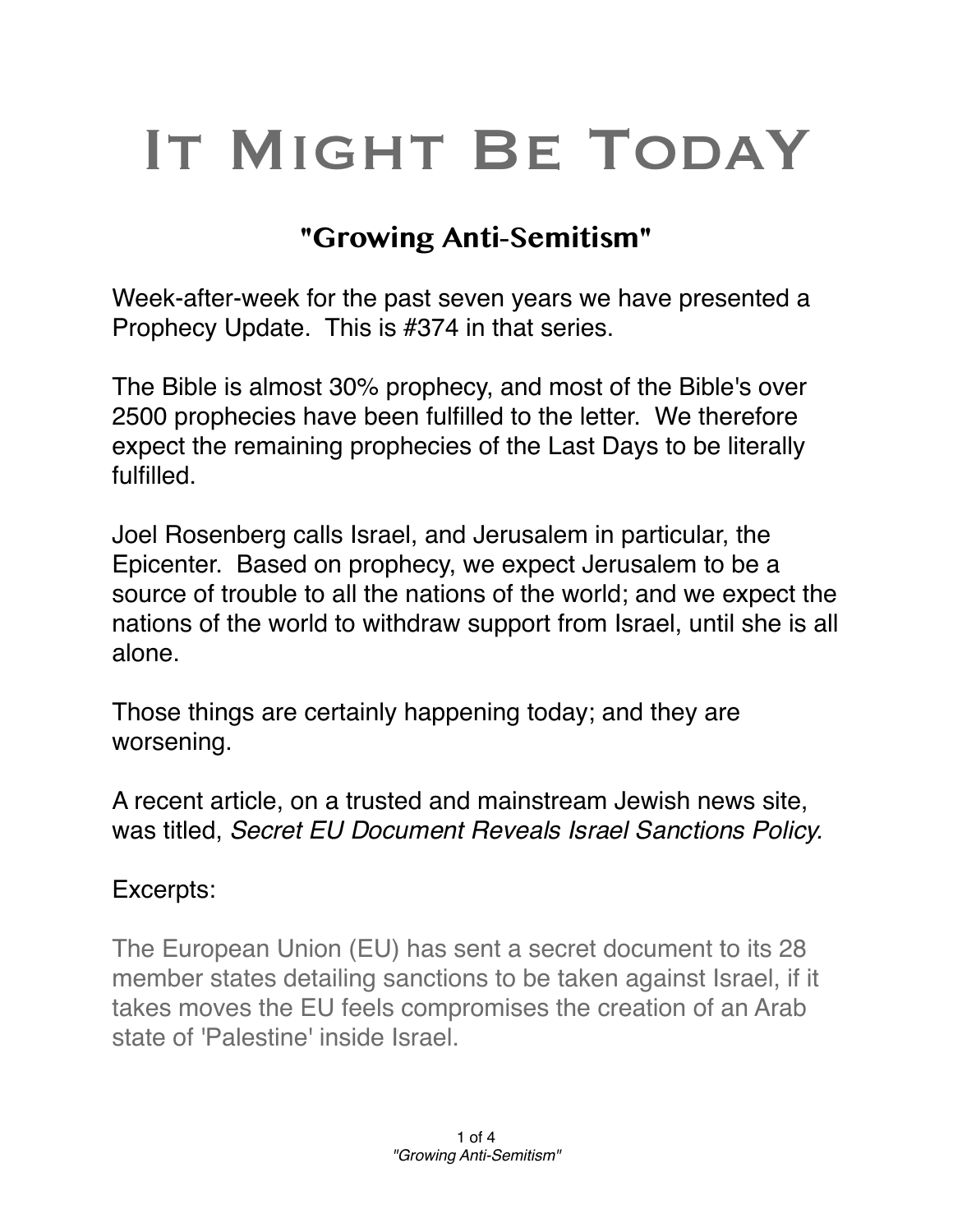# It Might Be TodaY

## "Growing Anti-Semitism"

Week-after-week for the past seven years we have presented a Prophecy Update. This is #374 in that series.

The Bible is almost 30% prophecy, and most of the Bible's over 2500 prophecies have been fulfilled to the letter. We therefore expect the remaining prophecies of the Last Days to be literally fulfilled.

Joel Rosenberg calls Israel, and Jerusalem in particular, the Epicenter. Based on prophecy, we expect Jerusalem to be a source of trouble to all the nations of the world; and we expect the nations of the world to withdraw support from Israel, until she is all alone.

Those things are certainly happening today; and they are worsening.

A recent article, on a trusted and mainstream Jewish news site, was titled, *Secret EU Document Reveals Israel Sanctions Policy.*

Excerpts:

> The European Union (EU) has sent a secret document to its 28 member states detailing sanctions to be taken against Israel, if it takes moves the EU feels compromises the creation of an Arab state of 'Palestine' inside Israel.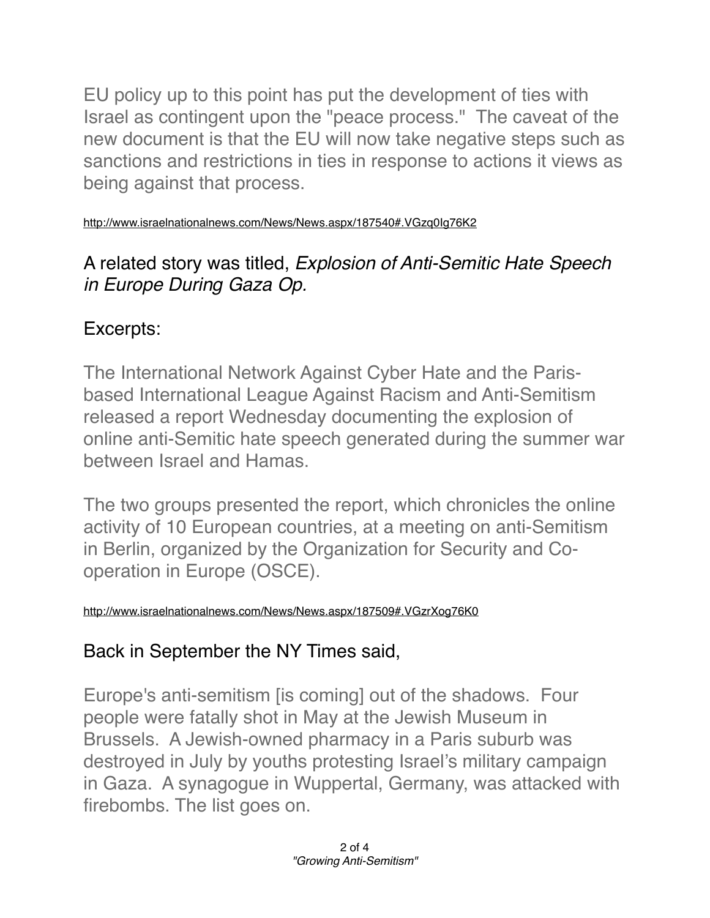EU policy up to this point has put the development of ties with Israel as contingent upon the "peace process." The caveat of the new document is that the EU will now take negative steps such as sanctions and restrictions in ties in response to actions it views as being against that process.

http://www.israelnationalnews.com/News/News.aspx/187540#.VGzq0Ig76K2

A related story was titled, *Explosion of Anti-Semitic Hate Speech in Europe During Gaza Op.*

Excerpts:

The International Network Against Cyber Hate and the Paris-based International League Against Racism and Anti-Semitism released a report Wednesday documenting the explosion of online anti-Semitic hate speech generated during the summer war between Israel and Hamas.

The two groups presented the report, which chronicles the online activity of 10 European countries, at a meeting on anti-Semitism in Berlin, organized by the Organization for Security and Co-operation in Europe (OSCE).

http://www.israelnationalnews.com/News/News.aspx/187509#.VGzrXog76K0

Back in September the NY Times said,

Europe's anti-semitism [is coming] out of the shadows. Four people were fatally shot in May at the Jewish Museum in Brussels. A Jewish-owned pharmacy in a Paris suburb was destroyed in July by youths protesting Israel's military campaign in Gaza. A synagogue in Wuppertal, Germany, was attacked with firebombs. The list goes on.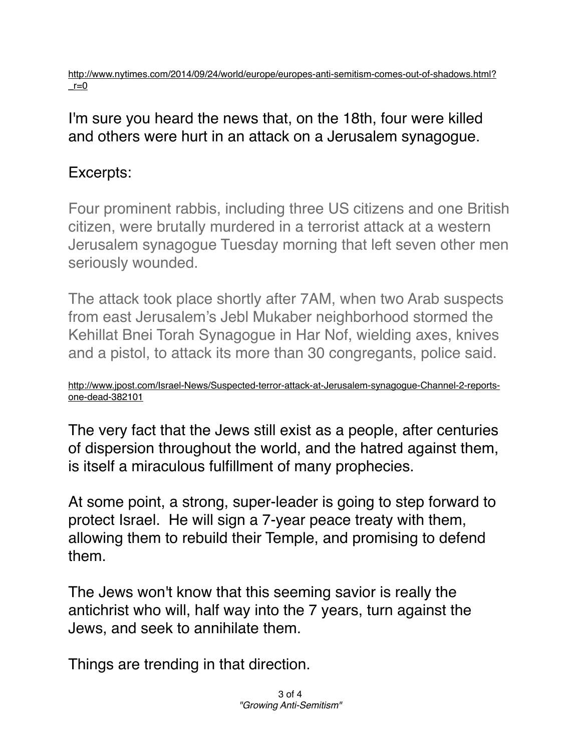http://www.nytimes.com/2014/09/24/world/europe/europes-anti-semitism-comes-out-of-shadows.html?_r=0

I'm sure you heard the news that, on the 18th, four were killed and others were hurt in an attack on a Jerusalem synagogue.

Excerpts:

> Four prominent rabbis, including three US citizens and one British citizen, were brutally murdered in a terrorist attack at a western Jerusalem synagogue Tuesday morning that left seven other men seriously wounded.
>
> The attack took place shortly after 7AM, when two Arab suspects from east Jerusalem's Jebl Mukaber neighborhood stormed the Kehillat Bnei Torah Synagogue in Har Nof, wielding axes, knives and a pistol, to attack its more than 30 congregants, police said.

http://www.jpost.com/Israel-News/Suspected-terror-attack-at-Jerusalem-synagogue-Channel-2-reports-one-dead-382101

The very fact that the Jews still exist as a people, after centuries of dispersion throughout the world, and the hatred against them, is itself a miraculous fulfillment of many prophecies.

At some point, a strong, super-leader is going to step forward to protect Israel. He will sign a 7-year peace treaty with them, allowing them to rebuild their Temple, and promising to defend them.

The Jews won't know that this seeming savior is really the antichrist who will, half way into the 7 years, turn against the Jews, and seek to annihilate them.

Things are trending in that direction.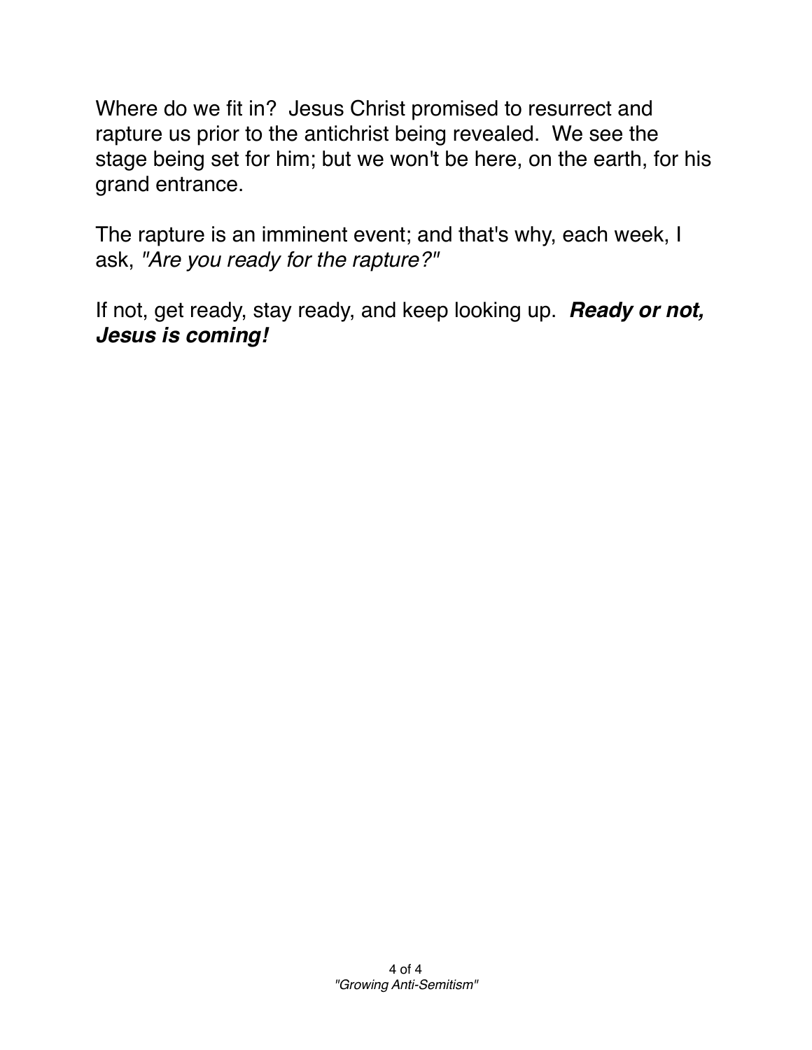Where do we fit in? Jesus Christ promised to resurrect and rapture us prior to the antichrist being revealed. We see the stage being set for him; but we won't be here, on the earth, for his grand entrance.

The rapture is an imminent event; and that's why, each week, I ask, *"Are you ready for the rapture?"*

If not, get ready, stay ready, and keep looking up. ***Ready or not, Jesus is coming!***